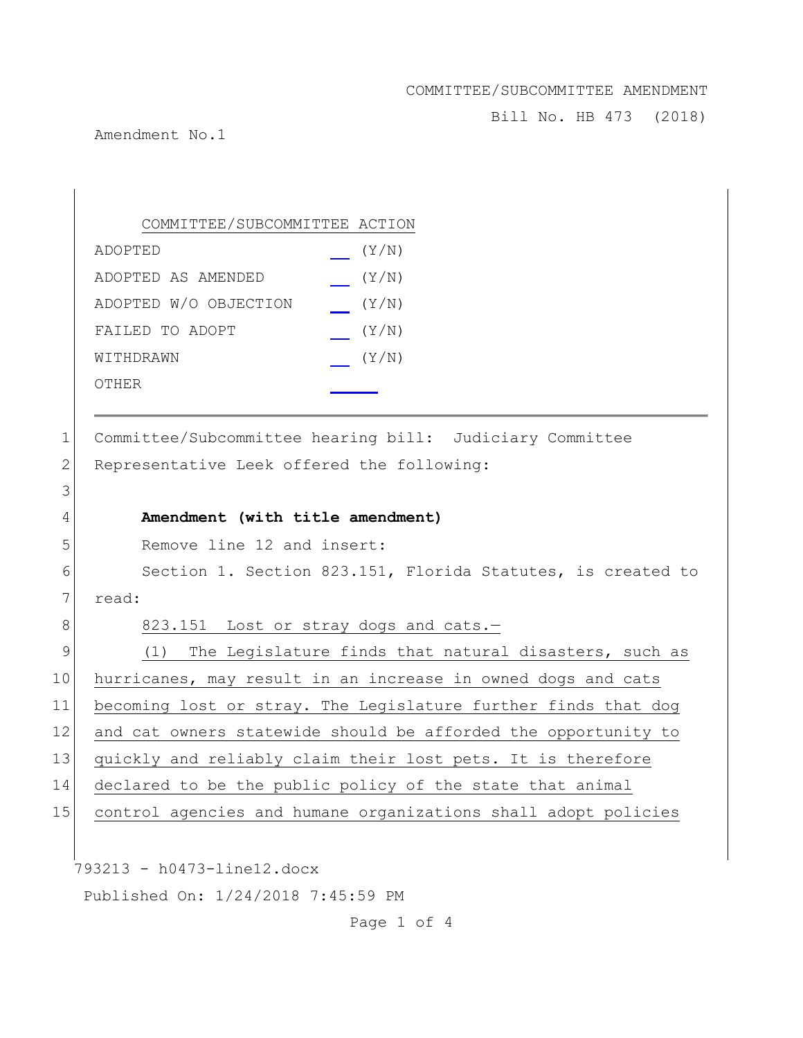COMMITTEE/SUBCOMMITTEE AMENDMENT

Bill No. HB 473 (2018)

Amendment No.1

| COMMITTEE/SUBCOMMITTEE ACTION | |
|---|---|
| ADOPTED | __ (Y/N) |
| ADOPTED AS AMENDED | __ (Y/N) |
| ADOPTED W/O OBJECTION | __ (Y/N) |
| FAILED TO ADOPT | __ (Y/N) |
| WITHDRAWN | __ (Y/N) |
| OTHER | ____ |

1 Committee/Subcommittee hearing bill: Judiciary Committee
2 Representative Leek offered the following:
3
4 **Amendment (with title amendment)**
5 Remove line 12 and insert:
6 Section 1. Section 823.151, Florida Statutes, is created to
7 read:
8 823.151 Lost or stray dogs and cats.—
9 (1) The Legislature finds that natural disasters, such as
10 hurricanes, may result in an increase in owned dogs and cats
11 becoming lost or stray. The Legislature further finds that dog
12 and cat owners statewide should be afforded the opportunity to
13 quickly and reliably claim their lost pets. It is therefore
14 declared to be the public policy of the state that animal
15 control agencies and humane organizations shall adopt policies

793213 - h0473-line12.docx

Published On: 1/24/2018 7:45:59 PM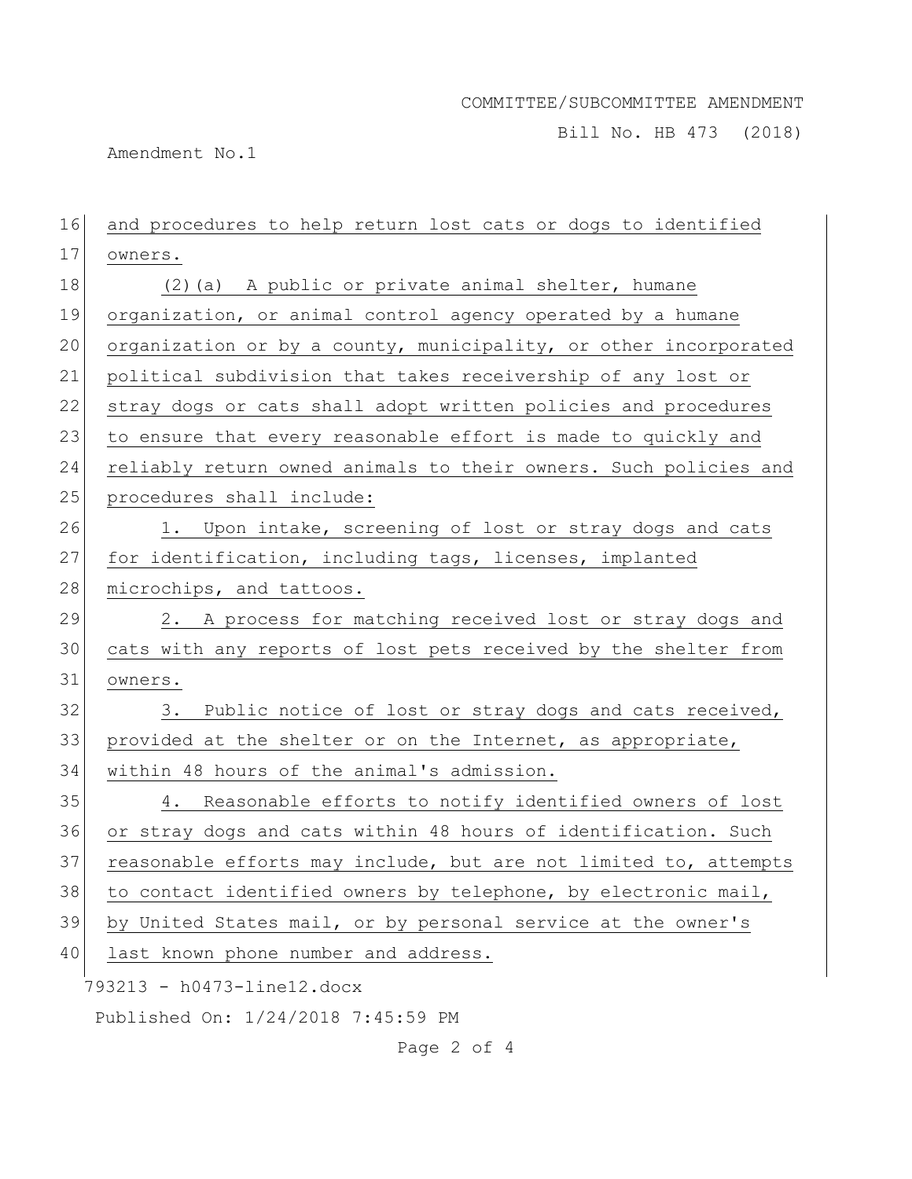and procedures to help return lost cats or dogs to identified owners.

(2)(a) A public or private animal shelter, humane organization, or animal control agency operated by a humane organization or by a county, municipality, or other incorporated political subdivision that takes receivership of any lost or stray dogs or cats shall adopt written policies and procedures to ensure that every reasonable effort is made to quickly and reliably return owned animals to their owners. Such policies and procedures shall include:

1. Upon intake, screening of lost or stray dogs and cats for identification, including tags, licenses, implanted microchips, and tattoos.

2. A process for matching received lost or stray dogs and cats with any reports of lost pets received by the shelter from owners.

3. Public notice of lost or stray dogs and cats received, provided at the shelter or on the Internet, as appropriate, within 48 hours of the animal's admission.

4. Reasonable efforts to notify identified owners of lost or stray dogs and cats within 48 hours of identification. Such reasonable efforts may include, but are not limited to, attempts to contact identified owners by telephone, by electronic mail, by United States mail, or by personal service at the owner's last known phone number and address.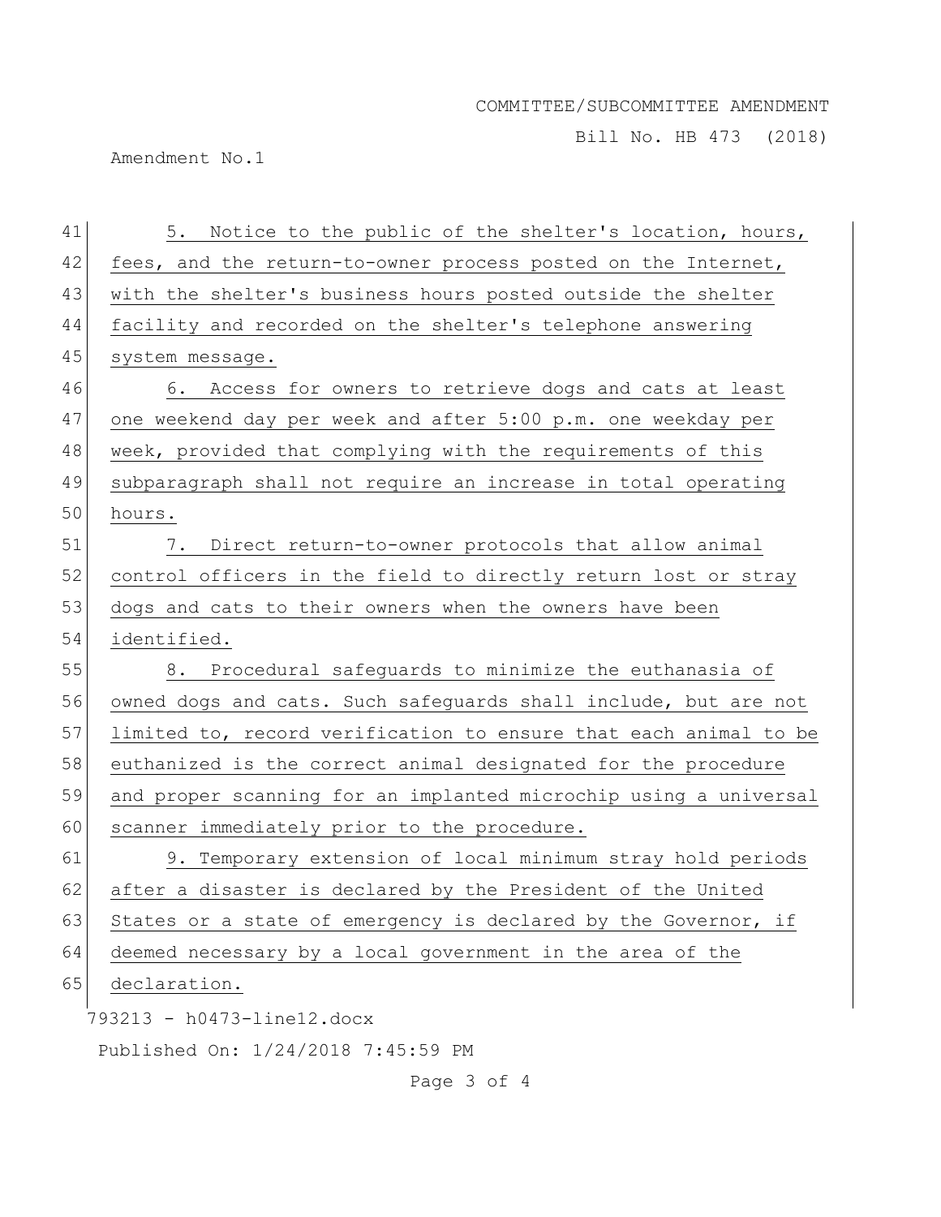5. Notice to the public of the shelter's location, hours, fees, and the return-to-owner process posted on the Internet, with the shelter's business hours posted outside the shelter facility and recorded on the shelter's telephone answering system message.

6. Access for owners to retrieve dogs and cats at least one weekend day per week and after 5:00 p.m. one weekday per week, provided that complying with the requirements of this subparagraph shall not require an increase in total operating hours.

7. Direct return-to-owner protocols that allow animal control officers in the field to directly return lost or stray dogs and cats to their owners when the owners have been identified.

8. Procedural safeguards to minimize the euthanasia of owned dogs and cats. Such safeguards shall include, but are not limited to, record verification to ensure that each animal to be euthanized is the correct animal designated for the procedure and proper scanning for an implanted microchip using a universal scanner immediately prior to the procedure.

9. Temporary extension of local minimum stray hold periods after a disaster is declared by the President of the United States or a state of emergency is declared by the Governor, if deemed necessary by a local government in the area of the declaration.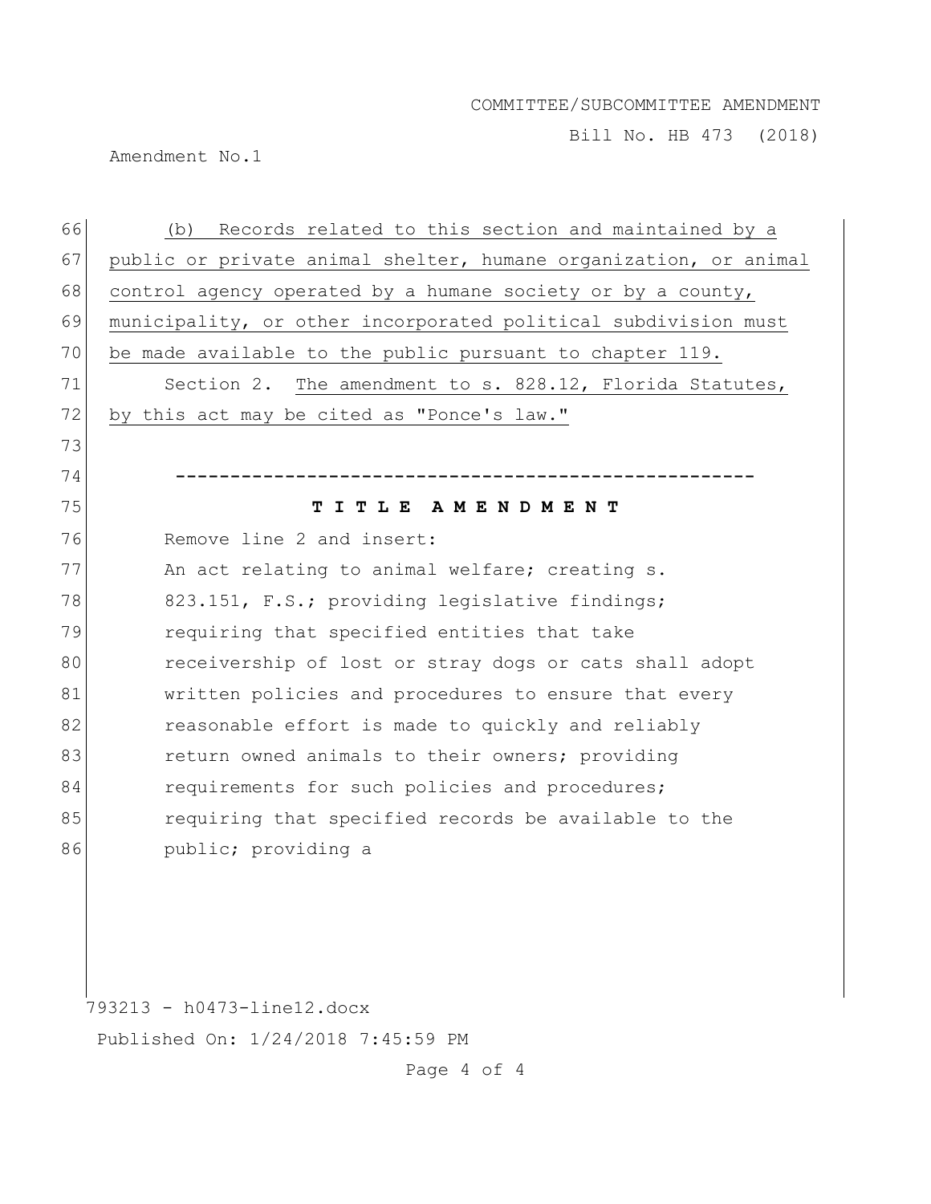(b) Records related to this section and maintained by a public or private animal shelter, humane organization, or animal control agency operated by a humane society or by a county, municipality, or other incorporated political subdivision must be made available to the public pursuant to chapter 119.

Section 2. The amendment to s. 828.12, Florida Statutes, by this act may be cited as "Ponce's law."

-----------------------------------------------------

**T I T L E A M E N D M E N T**

Remove line 2 and insert:

An act relating to animal welfare; creating s. 823.151, F.S.; providing legislative findings; requiring that specified entities that take receivership of lost or stray dogs or cats shall adopt written policies and procedures to ensure that every reasonable effort is made to quickly and reliably return owned animals to their owners; providing requirements for such policies and procedures; requiring that specified records be available to the public; providing a

793213 - h0473-line12.docx

Published On: 1/24/2018 7:45:59 PM